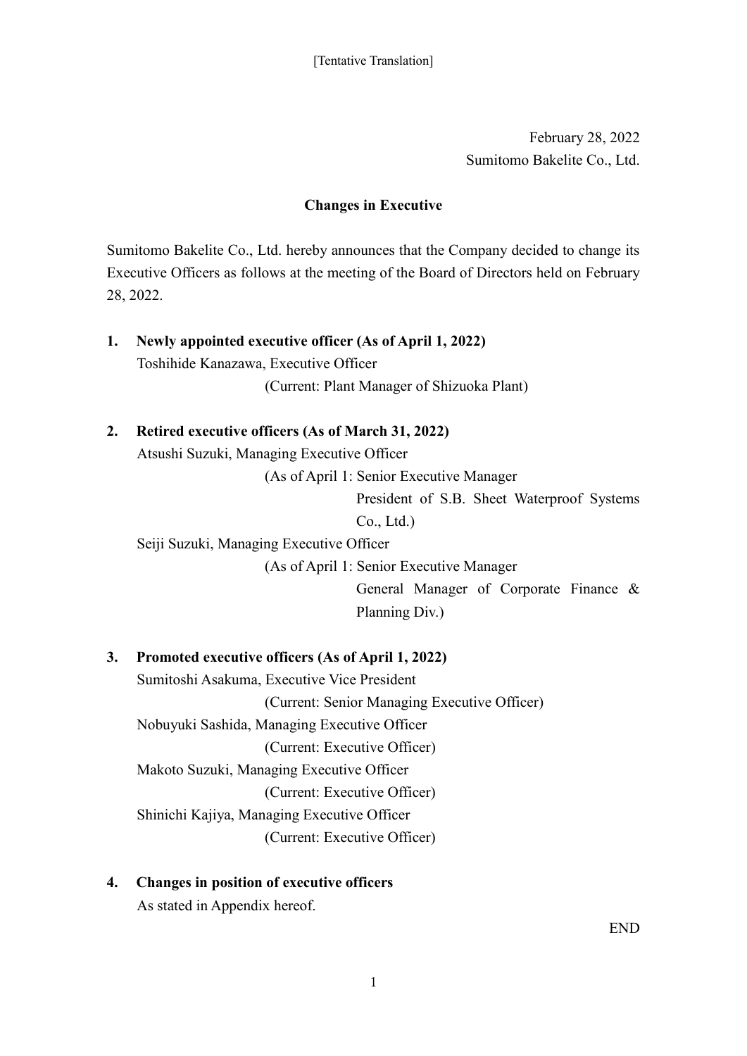[Tentative Translation]

February 28, 2022
Sumitomo Bakelite Co., Ltd.

## Changes in Executive

Sumitomo Bakelite Co., Ltd. hereby announces that the Company decided to change its Executive Officers as follows at the meeting of the Board of Directors held on February 28, 2022.

1. **Newly appointed executive officer (As of April 1, 2022)**

   Toshihide Kanazawa, Executive Officer
   (Current: Plant Manager of Shizuoka Plant)

2. **Retired executive officers (As of March 31, 2022)**

   Atsushi Suzuki, Managing Executive Officer
   (As of April 1: Senior Executive Manager
   President of S.B. Sheet Waterproof Systems Co., Ltd.)

   Seiji Suzuki, Managing Executive Officer
   (As of April 1: Senior Executive Manager
   General Manager of Corporate Finance & Planning Div.)

3. **Promoted executive officers (As of April 1, 2022)**

   Sumitoshi Asakuma, Executive Vice President
   (Current: Senior Managing Executive Officer)

   Nobuyuki Sashida, Managing Executive Officer
   (Current: Executive Officer)

   Makoto Suzuki, Managing Executive Officer
   (Current: Executive Officer)

   Shinichi Kajiya, Managing Executive Officer
   (Current: Executive Officer)

4. **Changes in position of executive officers**

   As stated in Appendix hereof.

END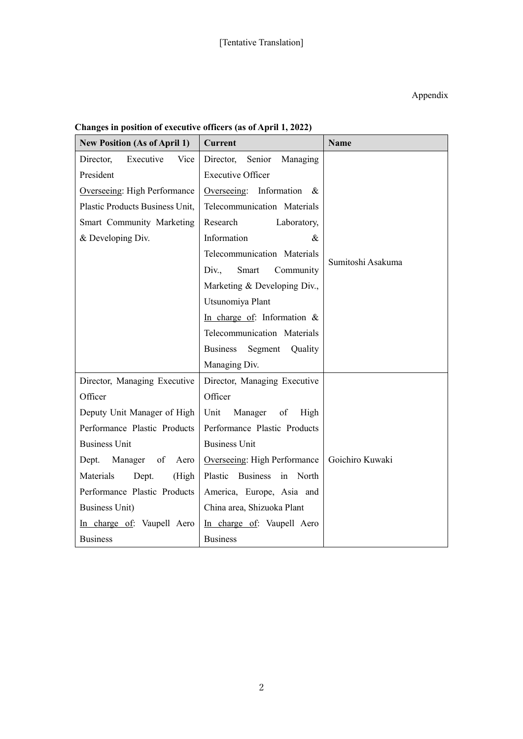[Tentative Translation]

Appendix

**Changes in position of executive officers (as of April 1, 2022)**

| New Position (As of April 1) | Current | Name |
|---|---|---|
| Director, Executive Vice President<br>Overseeing: High Performance Plastic Products Business Unit, Smart Community Marketing & Developing Div. | Director, Senior Managing Executive Officer<br>Overseeing: Information & Telecommunication Materials Research Laboratory, Information & Telecommunication Materials Div., Smart Community Marketing & Developing Div., Utsunomiya Plant<br>In charge of: Information & Telecommunication Materials Business Segment Quality Managing Div. | Sumitoshi Asakuma |
| Director, Managing Executive Officer<br>Deputy Unit Manager of High Performance Plastic Products Business Unit<br>Dept. Manager of Aero Materials Dept. (High Performance Plastic Products Business Unit)<br>In charge of: Vaupell Aero Business | Director, Managing Executive Officer<br>Unit Manager of High Performance Plastic Products Business Unit<br>Overseeing: High Performance Plastic Business in North America, Europe, Asia and China area, Shizuoka Plant<br>In charge of: Vaupell Aero Business | Goichiro Kuwaki |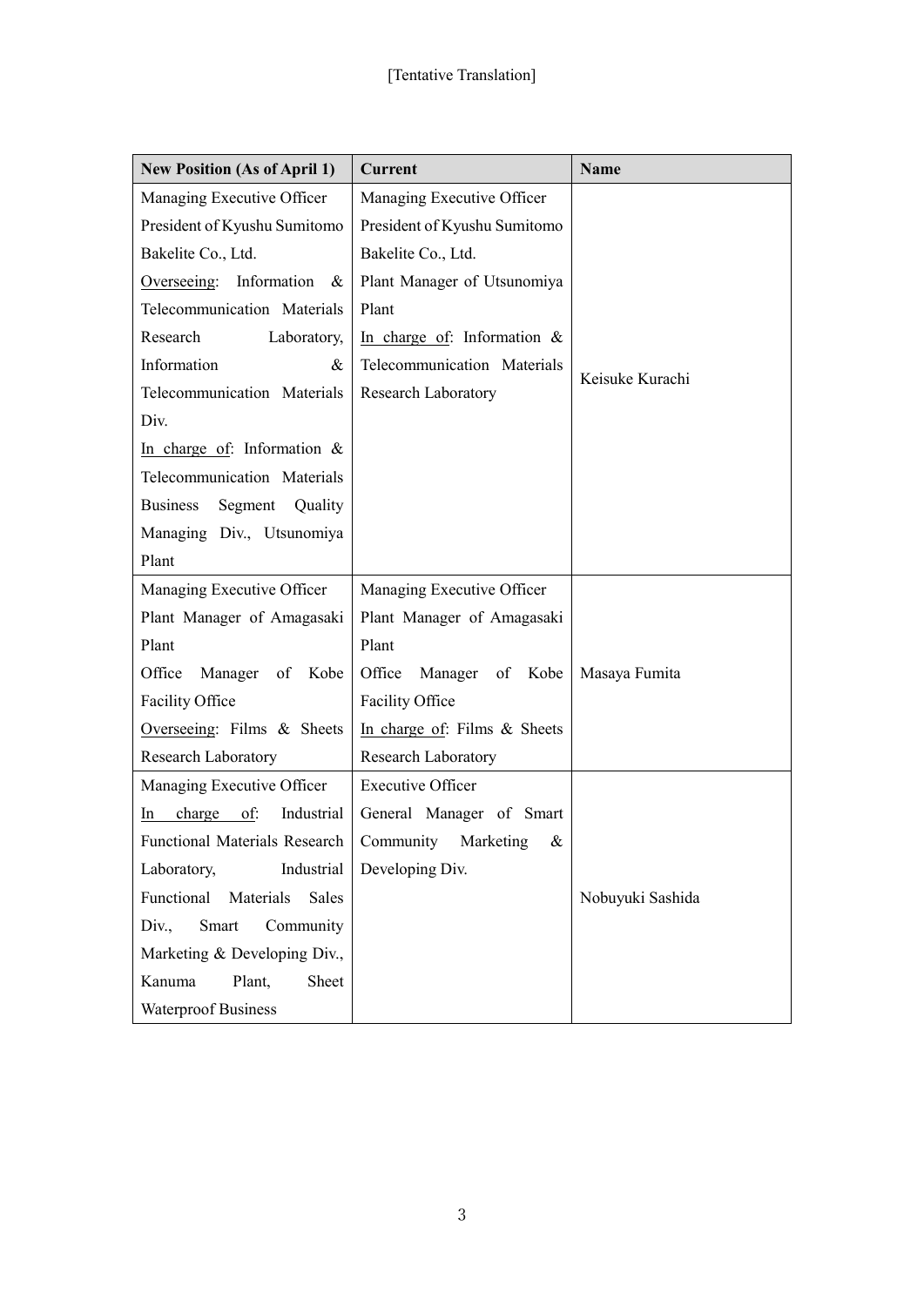[Tentative Translation]

| New Position (As of April 1) | Current | Name |
|---|---|---|
| Managing Executive Officer<br>President of Kyushu Sumitomo Bakelite Co., Ltd.<br>Overseeing: Information & Telecommunication Materials Research Laboratory, Information & Telecommunication Materials Div.<br>In charge of: Information & Telecommunication Materials Business Segment Quality Managing Div., Utsunomiya Plant | Managing Executive Officer<br>President of Kyushu Sumitomo Bakelite Co., Ltd.<br>Plant Manager of Utsunomiya Plant<br>In charge of: Information & Telecommunication Materials Research Laboratory | Keisuke Kurachi |
| Managing Executive Officer<br>Plant Manager of Amagasaki Plant<br>Office Manager of Kobe Facility Office<br>Overseeing: Films & Sheets Research Laboratory | Managing Executive Officer<br>Plant Manager of Amagasaki Plant<br>Office Manager of Kobe Facility Office<br>In charge of: Films & Sheets Research Laboratory | Masaya Fumita |
| Managing Executive Officer<br>In charge of: Industrial Functional Materials Research Laboratory, Industrial Functional Materials Sales Div., Smart Community Marketing & Developing Div., Kanuma Plant, Sheet Waterproof Business | Executive Officer<br>General Manager of Smart Community Marketing & Developing Div. | Nobuyuki Sashida |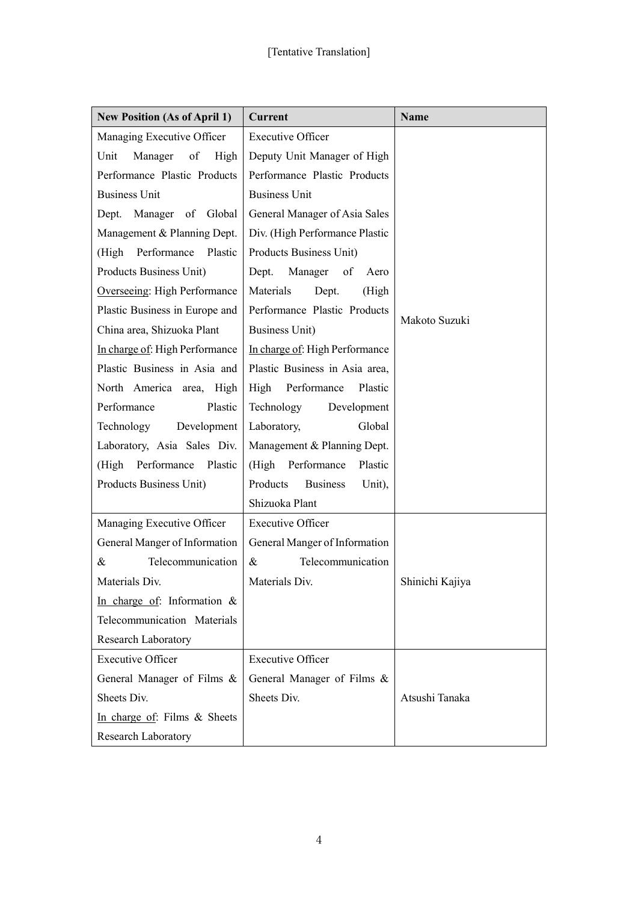[Tentative Translation]

| New Position (As of April 1) | Current | Name |
|---|---|---|
| Managing Executive Officer<br>Unit Manager of High Performance Plastic Products Business Unit<br>Dept. Manager of Global Management & Planning Dept. (High Performance Plastic Products Business Unit)<br>Overseeing: High Performance Plastic Business in Europe and China area, Shizuoka Plant<br>In charge of: High Performance Plastic Business in Asia and North America area, High Performance Plastic Technology Development Laboratory, Asia Sales Div. (High Performance Plastic Products Business Unit) | Executive Officer<br>Deputy Unit Manager of High Performance Plastic Products Business Unit<br>General Manager of Asia Sales Div. (High Performance Plastic Products Business Unit)<br>Dept. Manager of Aero Materials Dept. (High Performance Plastic Products Business Unit)<br>In charge of: High Performance Plastic Business in Asia area, High Performance Plastic Technology Development Laboratory, Global Management & Planning Dept. (High Performance Plastic Products Business Unit), Shizuoka Plant | Makoto Suzuki |
| Managing Executive Officer<br>General Manger of Information & Telecommunication Materials Div.<br>In charge of: Information & Telecommunication Materials Research Laboratory | Executive Officer<br>General Manger of Information & Telecommunication Materials Div. | Shinichi Kajiya |
| Executive Officer<br>General Manager of Films & Sheets Div.<br>In charge of: Films & Sheets Research Laboratory | Executive Officer<br>General Manager of Films & Sheets Div. | Atsushi Tanaka |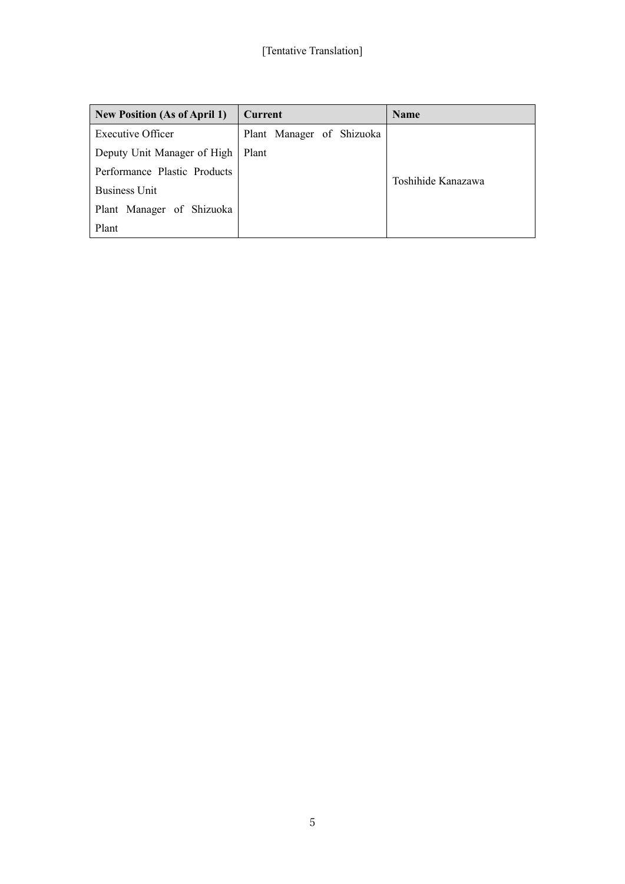[Tentative Translation]

| New Position (As of April 1) | Current | Name |
|---|---|---|
| Executive Officer<br>Deputy Unit Manager of High Performance Plastic Products Business Unit<br>Plant Manager of Shizuoka Plant | Plant Manager of Shizuoka Plant | Toshihide Kanazawa |